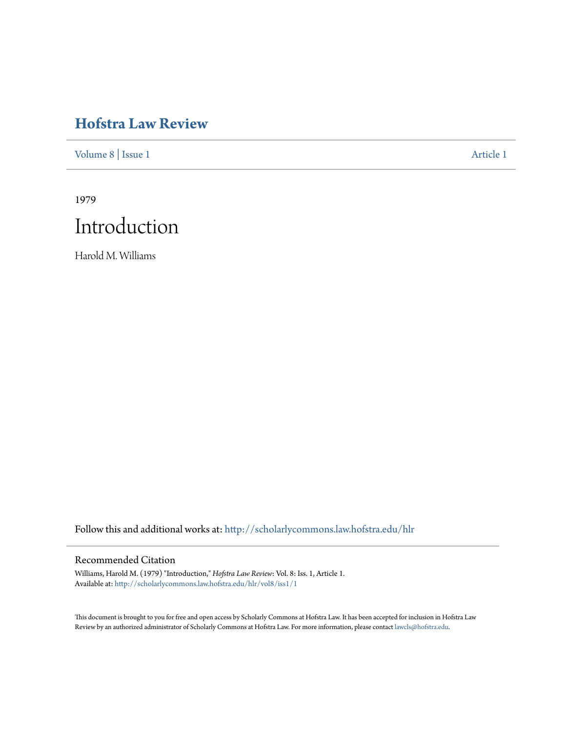# Hofstra Law Review

Volume 8 | Issue 1 Article 1

1979

# Introduction

Harold M. Williams

Follow this and additional works at: http://scholarlycommons.law.hofstra.edu/hlr

## Recommended Citation

Williams, Harold M. (1979) "Introduction," *Hofstra Law Review*: Vol. 8: Iss. 1, Article 1.
Available at: http://scholarlycommons.law.hofstra.edu/hlr/vol8/iss1/1

This document is brought to you for free and open access by Scholarly Commons at Hofstra Law. It has been accepted for inclusion in Hofstra Law Review by an authorized administrator of Scholarly Commons at Hofstra Law. For more information, please contact lawcls@hofstra.edu.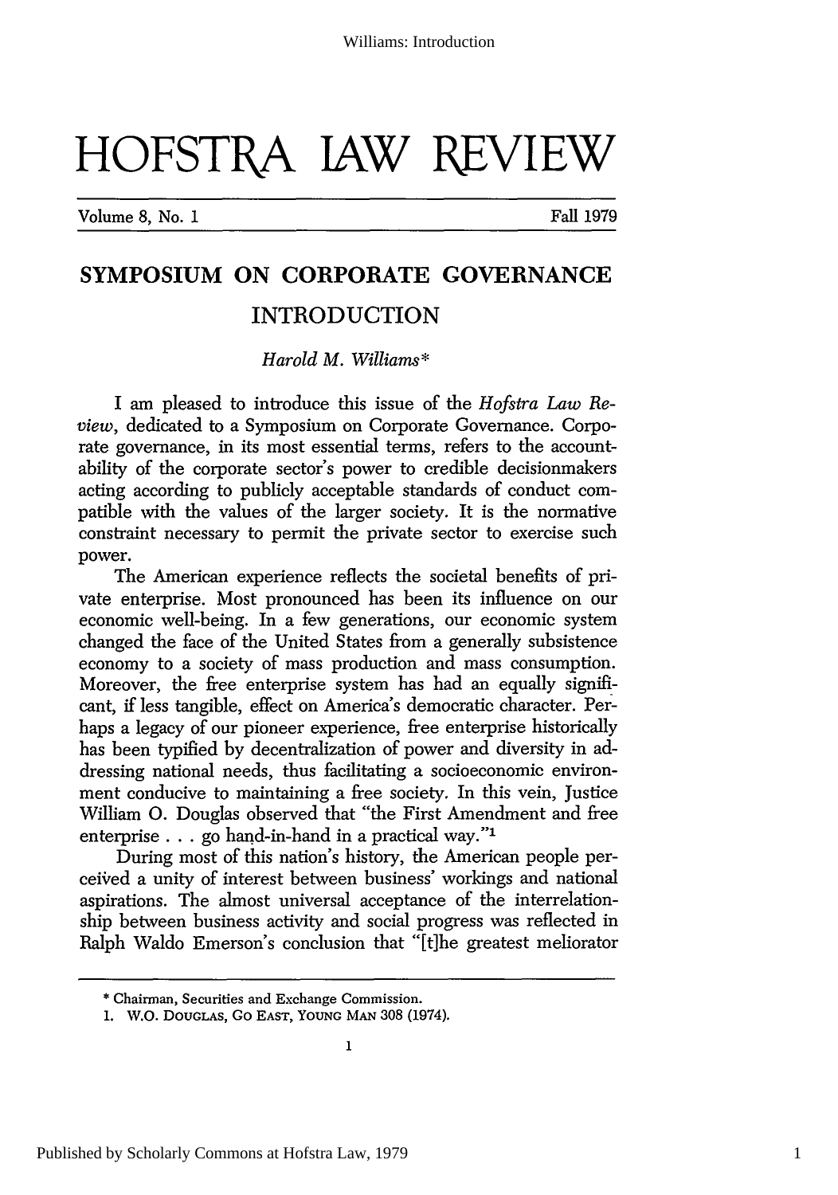# HOFSTRA LAW REVIEW

Volume 8, No. 1 — Fall 1979

## SYMPOSIUM ON CORPORATE GOVERNANCE

### INTRODUCTION

*Harold M. Williams**

I am pleased to introduce this issue of the *Hofstra Law Review*, dedicated to a Symposium on Corporate Governance. Corporate governance, in its most essential terms, refers to the accountability of the corporate sector's power to credible decisionmakers acting according to publicly acceptable standards of conduct compatible with the values of the larger society. It is the normative constraint necessary to permit the private sector to exercise such power.

The American experience reflects the societal benefits of private enterprise. Most pronounced has been its influence on our economic well-being. In a few generations, our economic system changed the face of the United States from a generally subsistence economy to a society of mass production and mass consumption. Moreover, the free enterprise system has had an equally significant, if less tangible, effect on America's democratic character. Perhaps a legacy of our pioneer experience, free enterprise historically has been typified by decentralization of power and diversity in addressing national needs, thus facilitating a socioeconomic environment conducive to maintaining a free society. In this vein, Justice William O. Douglas observed that "the First Amendment and free enterprise . . . go hand-in-hand in a practical way."[1]

During most of this nation's history, the American people perceived a unity of interest between business' workings and national aspirations. The almost universal acceptance of the interrelationship between business activity and social progress was reflected in Ralph Waldo Emerson's conclusion that "[t]he greatest meliorator

---

* Chairman, Securities and Exchange Commission.

1. W.O. DOUGLAS, GO EAST, YOUNG MAN 308 (1974).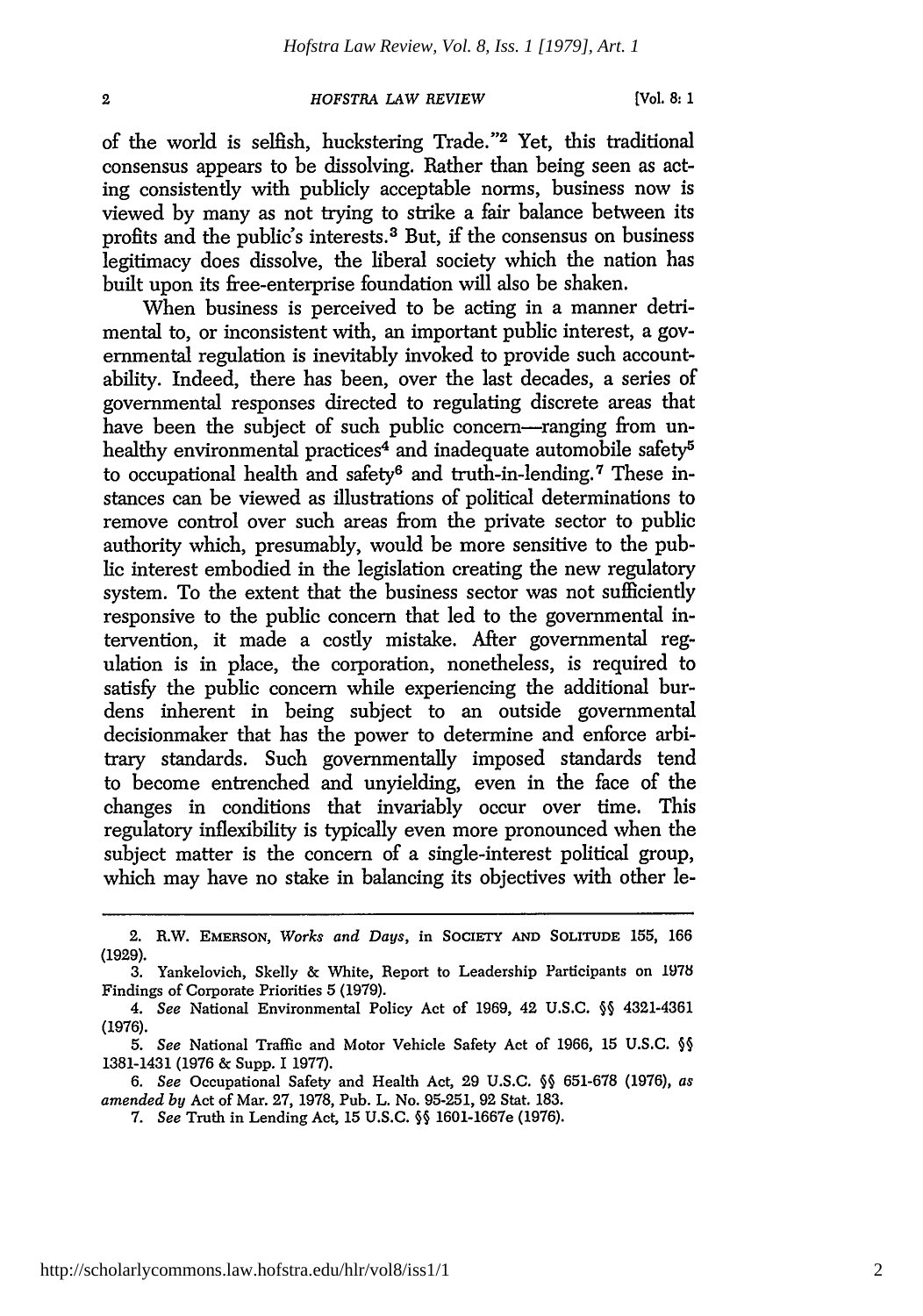of the world is selfish, huckstering Trade."[2] Yet, this traditional consensus appears to be dissolving. Rather than being seen as acting consistently with publicly acceptable norms, business now is viewed by many as not trying to strike a fair balance between its profits and the public's interests.[3] But, if the consensus on business legitimacy does dissolve, the liberal society which the nation has built upon its free-enterprise foundation will also be shaken.

When business is perceived to be acting in a manner detrimental to, or inconsistent with, an important public interest, a governmental regulation is inevitably invoked to provide such accountability. Indeed, there has been, over the last decades, a series of governmental responses directed to regulating discrete areas that have been the subject of such public concern—ranging from unhealthy environmental practices[4] and inadequate automobile safety[5] to occupational health and safety[6] and truth-in-lending.[7] These instances can be viewed as illustrations of political determinations to remove control over such areas from the private sector to public authority which, presumably, would be more sensitive to the public interest embodied in the legislation creating the new regulatory system. To the extent that the business sector was not sufficiently responsive to the public concern that led to the governmental intervention, it made a costly mistake. After governmental regulation is in place, the corporation, nonetheless, is required to satisfy the public concern while experiencing the additional burdens inherent in being subject to an outside governmental decisionmaker that has the power to determine and enforce arbitrary standards. Such governmentally imposed standards tend to become entrenched and unyielding, even in the face of the changes in conditions that invariably occur over time. This regulatory inflexibility is typically even more pronounced when the subject matter is the concern of a single-interest political group, which may have no stake in balancing its objectives with other le-

---

2. R.W. EMERSON, *Works and Days*, in SOCIETY AND SOLITUDE 155, 166 (1929).

3. Yankelovich, Skelly & White, Report to Leadership Participants on 1978 Findings of Corporate Priorities 5 (1979).

4. *See* National Environmental Policy Act of 1969, 42 U.S.C. §§ 4321-4361 (1976).

5. *See* National Traffic and Motor Vehicle Safety Act of 1966, 15 U.S.C. §§ 1381-1431 (1976 & Supp. I 1977).

6. *See* Occupational Safety and Health Act, 29 U.S.C. §§ 651-678 (1976), *as amended by* Act of Mar. 27, 1978, Pub. L. No. 95-251, 92 Stat. 183.

7. *See* Truth in Lending Act, 15 U.S.C. §§ 1601-1667e (1976).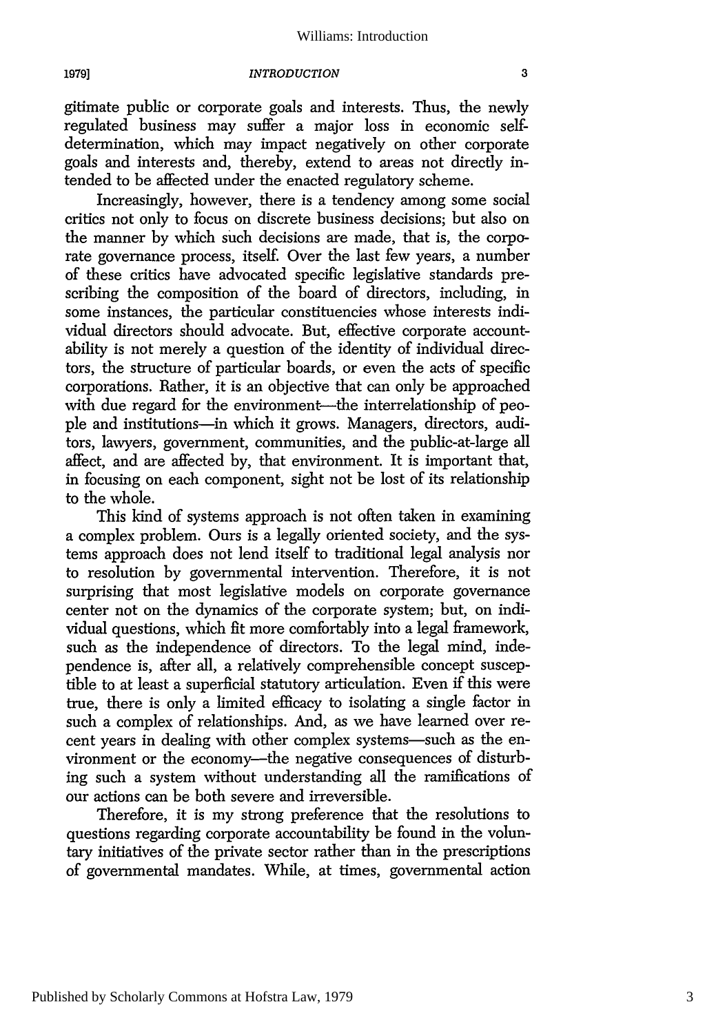gitimate public or corporate goals and interests. Thus, the newly regulated business may suffer a major loss in economic self-determination, which may impact negatively on other corporate goals and interests and, thereby, extend to areas not directly intended to be affected under the enacted regulatory scheme.

Increasingly, however, there is a tendency among some social critics not only to focus on discrete business decisions; but also on the manner by which such decisions are made, that is, the corporate governance process, itself. Over the last few years, a number of these critics have advocated specific legislative standards prescribing the composition of the board of directors, including, in some instances, the particular constituencies whose interests individual directors should advocate. But, effective corporate accountability is not merely a question of the identity of individual directors, the structure of particular boards, or even the acts of specific corporations. Rather, it is an objective that can only be approached with due regard for the environment—the interrelationship of people and institutions—in which it grows. Managers, directors, auditors, lawyers, government, communities, and the public-at-large all affect, and are affected by, that environment. It is important that, in focusing on each component, sight not be lost of its relationship to the whole.

This kind of systems approach is not often taken in examining a complex problem. Ours is a legally oriented society, and the systems approach does not lend itself to traditional legal analysis nor to resolution by governmental intervention. Therefore, it is not surprising that most legislative models on corporate governance center not on the dynamics of the corporate system; but, on individual questions, which fit more comfortably into a legal framework, such as the independence of directors. To the legal mind, independence is, after all, a relatively comprehensible concept susceptible to at least a superficial statutory articulation. Even if this were true, there is only a limited efficacy to isolating a single factor in such a complex of relationships. And, as we have learned over recent years in dealing with other complex systems—such as the environment or the economy—the negative consequences of disturbing such a system without understanding all the ramifications of our actions can be both severe and irreversible.

Therefore, it is my strong preference that the resolutions to questions regarding corporate accountability be found in the voluntary initiatives of the private sector rather than in the prescriptions of governmental mandates. While, at times, governmental action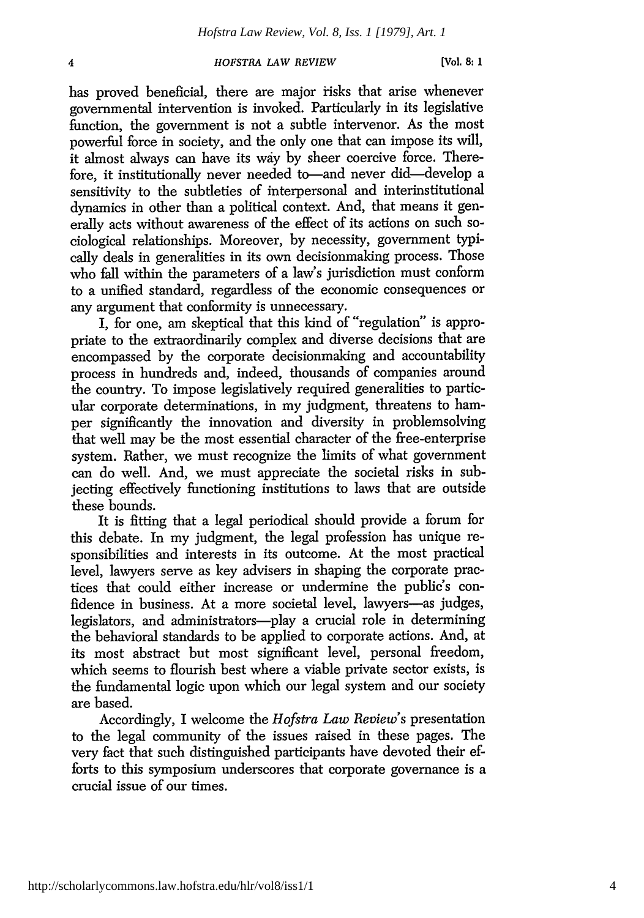has proved beneficial, there are major risks that arise whenever governmental intervention is invoked. Particularly in its legislative function, the government is not a subtle intervenor. As the most powerful force in society, and the only one that can impose its will, it almost always can have its way by sheer coercive force. Therefore, it institutionally never needed to—and never did—develop a sensitivity to the subtleties of interpersonal and interinstitutional dynamics in other than a political context. And, that means it generally acts without awareness of the effect of its actions on such sociological relationships. Moreover, by necessity, government typically deals in generalities in its own decisionmaking process. Those who fall within the parameters of a law's jurisdiction must conform to a unified standard, regardless of the economic consequences or any argument that conformity is unnecessary.

I, for one, am skeptical that this kind of "regulation" is appropriate to the extraordinarily complex and diverse decisions that are encompassed by the corporate decisionmaking and accountability process in hundreds and, indeed, thousands of companies around the country. To impose legislatively required generalities to particular corporate determinations, in my judgment, threatens to hamper significantly the innovation and diversity in problemsolving that well may be the most essential character of the free-enterprise system. Rather, we must recognize the limits of what government can do well. And, we must appreciate the societal risks in subjecting effectively functioning institutions to laws that are outside these bounds.

It is fitting that a legal periodical should provide a forum for this debate. In my judgment, the legal profession has unique responsibilities and interests in its outcome. At the most practical level, lawyers serve as key advisers in shaping the corporate practices that could either increase or undermine the public's confidence in business. At a more societal level, lawyers—as judges, legislators, and administrators—play a crucial role in determining the behavioral standards to be applied to corporate actions. And, at its most abstract but most significant level, personal freedom, which seems to flourish best where a viable private sector exists, is the fundamental logic upon which our legal system and our society are based.

Accordingly, I welcome the *Hofstra Law Review*'s presentation to the legal community of the issues raised in these pages. The very fact that such distinguished participants have devoted their efforts to this symposium underscores that corporate governance is a crucial issue of our times.